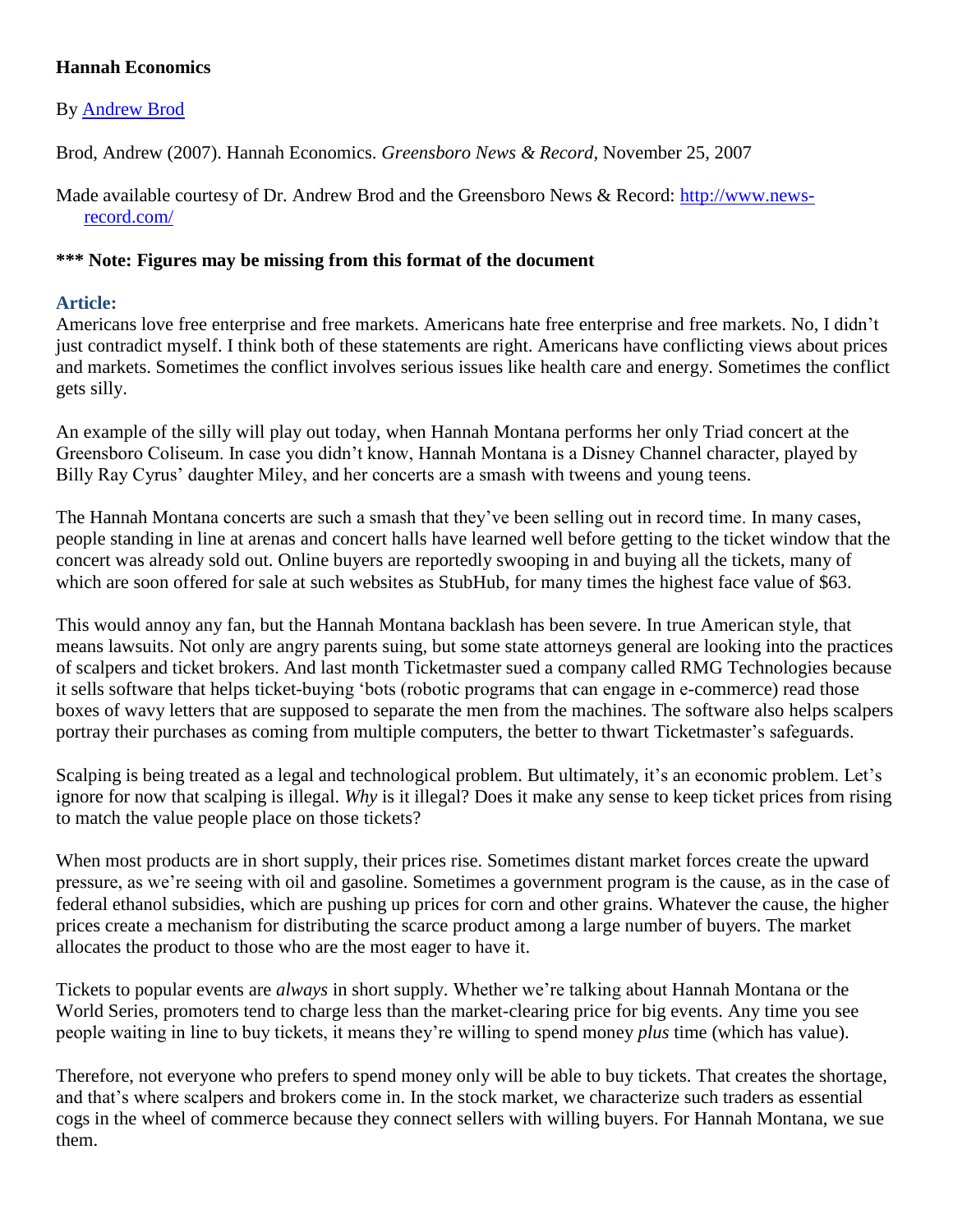# Hannah Economics

By [Andrew Brod](#)

Brod, Andrew (2007). Hannah Economics. *Greensboro News & Record*, November 25, 2007

Made available courtesy of Dr. Andrew Brod and the Greensboro News & Record: [http://www.news-record.com/](http://www.news-record.com/)

**\*\*\* Note: Figures may be missing from this format of the document**

## Article:

Americans love free enterprise and free markets. Americans hate free enterprise and free markets. No, I didn't just contradict myself. I think both of these statements are right. Americans have conflicting views about prices and markets. Sometimes the conflict involves serious issues like health care and energy. Sometimes the conflict gets silly.

An example of the silly will play out today, when Hannah Montana performs her only Triad concert at the Greensboro Coliseum. In case you didn't know, Hannah Montana is a Disney Channel character, played by Billy Ray Cyrus' daughter Miley, and her concerts are a smash with tweens and young teens.

The Hannah Montana concerts are such a smash that they've been selling out in record time. In many cases, people standing in line at arenas and concert halls have learned well before getting to the ticket window that the concert was already sold out. Online buyers are reportedly swooping in and buying all the tickets, many of which are soon offered for sale at such websites as StubHub, for many times the highest face value of $63.

This would annoy any fan, but the Hannah Montana backlash has been severe. In true American style, that means lawsuits. Not only are angry parents suing, but some state attorneys general are looking into the practices of scalpers and ticket brokers. And last month Ticketmaster sued a company called RMG Technologies because it sells software that helps ticket-buying 'bots (robotic programs that can engage in e-commerce) read those boxes of wavy letters that are supposed to separate the men from the machines. The software also helps scalpers portray their purchases as coming from multiple computers, the better to thwart Ticketmaster's safeguards.

Scalping is being treated as a legal and technological problem. But ultimately, it's an economic problem. Let's ignore for now that scalping is illegal. *Why* is it illegal? Does it make any sense to keep ticket prices from rising to match the value people place on those tickets?

When most products are in short supply, their prices rise. Sometimes distant market forces create the upward pressure, as we're seeing with oil and gasoline. Sometimes a government program is the cause, as in the case of federal ethanol subsidies, which are pushing up prices for corn and other grains. Whatever the cause, the higher prices create a mechanism for distributing the scarce product among a large number of buyers. The market allocates the product to those who are the most eager to have it.

Tickets to popular events are *always* in short supply. Whether we're talking about Hannah Montana or the World Series, promoters tend to charge less than the market-clearing price for big events. Any time you see people waiting in line to buy tickets, it means they're willing to spend money *plus* time (which has value).

Therefore, not everyone who prefers to spend money only will be able to buy tickets. That creates the shortage, and that's where scalpers and brokers come in. In the stock market, we characterize such traders as essential cogs in the wheel of commerce because they connect sellers with willing buyers. For Hannah Montana, we sue them.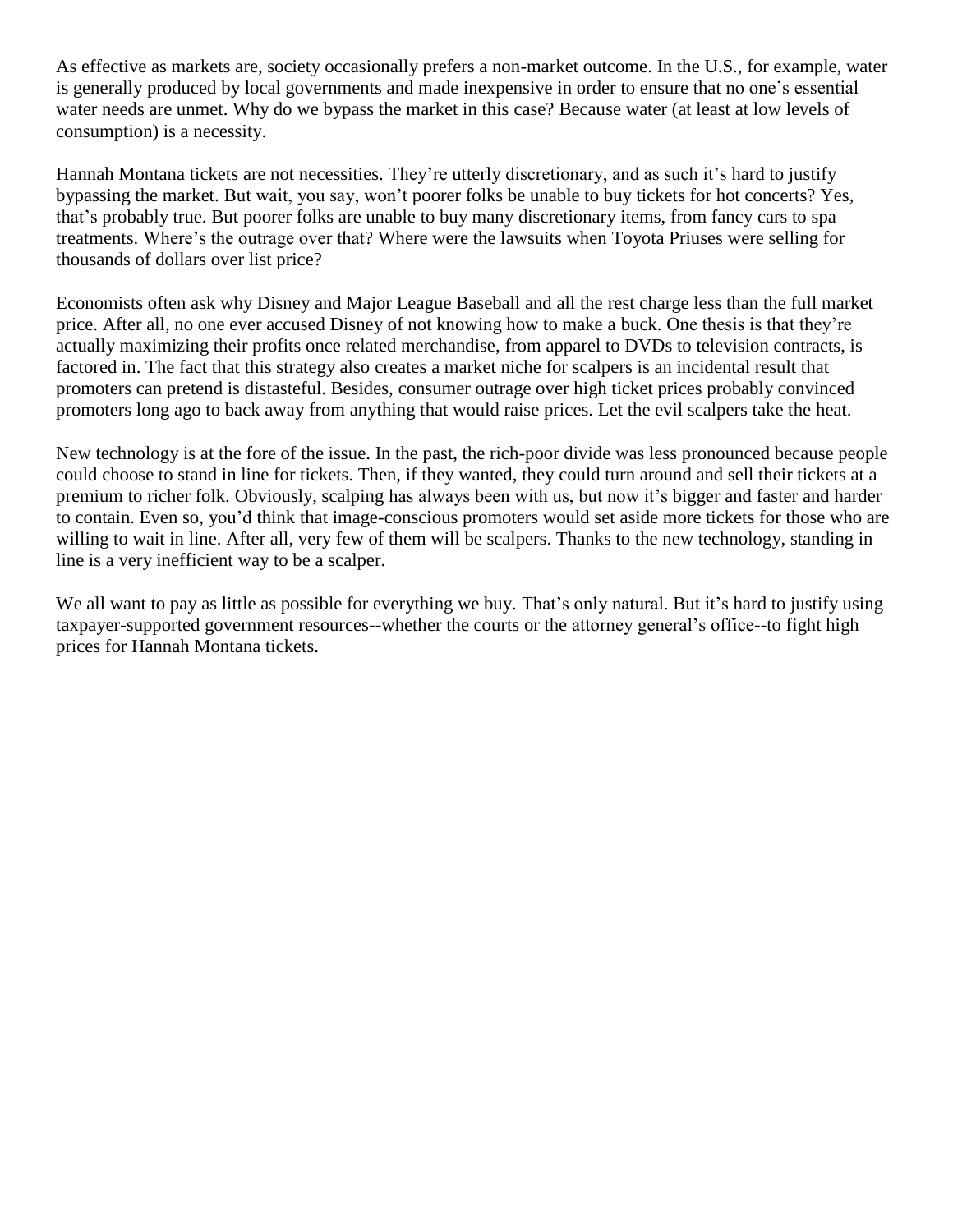As effective as markets are, society occasionally prefers a non-market outcome. In the U.S., for example, water is generally produced by local governments and made inexpensive in order to ensure that no one's essential water needs are unmet. Why do we bypass the market in this case? Because water (at least at low levels of consumption) is a necessity.

Hannah Montana tickets are not necessities. They're utterly discretionary, and as such it's hard to justify bypassing the market. But wait, you say, won't poorer folks be unable to buy tickets for hot concerts? Yes, that's probably true. But poorer folks are unable to buy many discretionary items, from fancy cars to spa treatments. Where's the outrage over that? Where were the lawsuits when Toyota Priuses were selling for thousands of dollars over list price?

Economists often ask why Disney and Major League Baseball and all the rest charge less than the full market price. After all, no one ever accused Disney of not knowing how to make a buck. One thesis is that they're actually maximizing their profits once related merchandise, from apparel to DVDs to television contracts, is factored in. The fact that this strategy also creates a market niche for scalpers is an incidental result that promoters can pretend is distasteful. Besides, consumer outrage over high ticket prices probably convinced promoters long ago to back away from anything that would raise prices. Let the evil scalpers take the heat.

New technology is at the fore of the issue. In the past, the rich-poor divide was less pronounced because people could choose to stand in line for tickets. Then, if they wanted, they could turn around and sell their tickets at a premium to richer folk. Obviously, scalping has always been with us, but now it's bigger and faster and harder to contain. Even so, you'd think that image-conscious promoters would set aside more tickets for those who are willing to wait in line. After all, very few of them will be scalpers. Thanks to the new technology, standing in line is a very inefficient way to be a scalper.

We all want to pay as little as possible for everything we buy. That's only natural. But it's hard to justify using taxpayer-supported government resources--whether the courts or the attorney general's office--to fight high prices for Hannah Montana tickets.